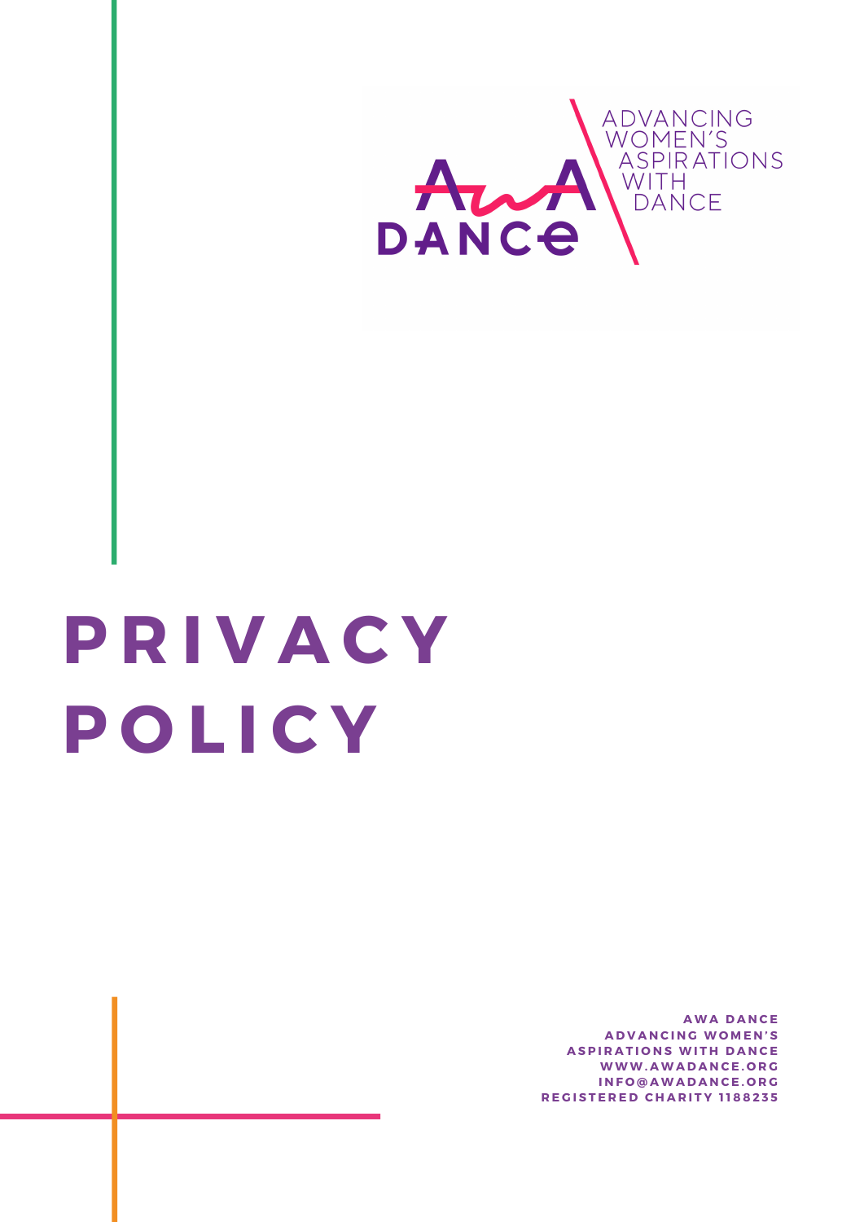ADVANCING WOMEN'S ASPIRATIONS WITH DANCE

AWA DANCE

# PRIVACY POLICY

**AWA DANCE**
**ADVANCING WOMEN'S ASPIRATIONS WITH DANCE**
**WWW.AWADANCE.ORG**
**INFO@AWADANCE.ORG**
**REGISTERED CHARITY 1188235**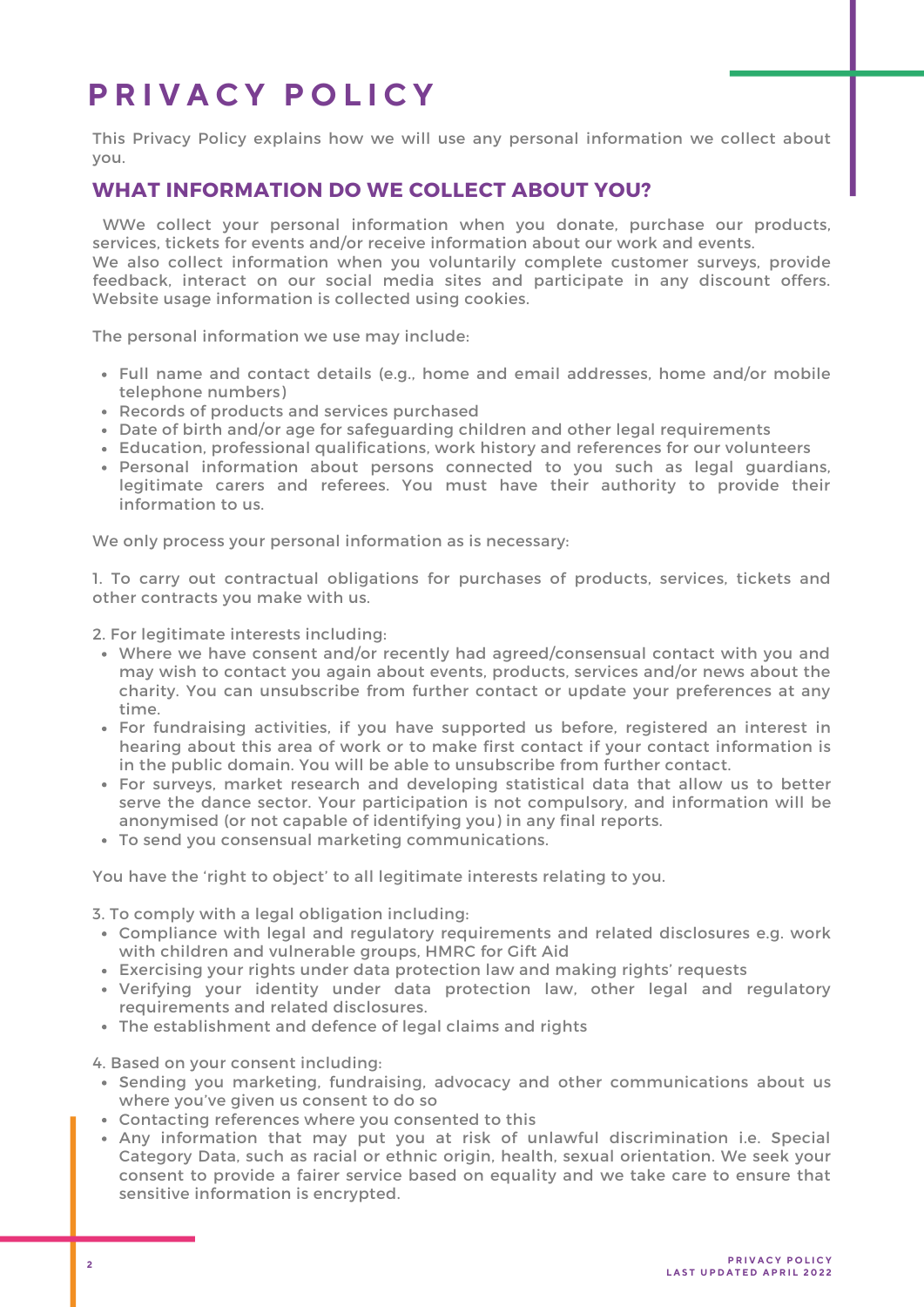# PRIVACY POLICY

This Privacy Policy explains how we will use any personal information we collect about you.

## WHAT INFORMATION DO WE COLLECT ABOUT YOU?

WWe collect your personal information when you donate, purchase our products, services, tickets for events and/or receive information about our work and events.
We also collect information when you voluntarily complete customer surveys, provide feedback, interact on our social media sites and participate in any discount offers. Website usage information is collected using cookies.

The personal information we use may include:

- Full name and contact details (e.g., home and email addresses, home and/or mobile telephone numbers)
- Records of products and services purchased
- Date of birth and/or age for safeguarding children and other legal requirements
- Education, professional qualifications, work history and references for our volunteers
- Personal information about persons connected to you such as legal guardians, legitimate carers and referees. You must have their authority to provide their information to us.

We only process your personal information as is necessary:

1. To carry out contractual obligations for purchases of products, services, tickets and other contracts you make with us.

2. For legitimate interests including:
- Where we have consent and/or recently had agreed/consensual contact with you and may wish to contact you again about events, products, services and/or news about the charity. You can unsubscribe from further contact or update your preferences at any time.
- For fundraising activities, if you have supported us before, registered an interest in hearing about this area of work or to make first contact if your contact information is in the public domain. You will be able to unsubscribe from further contact.
- For surveys, market research and developing statistical data that allow us to better serve the dance sector. Your participation is not compulsory, and information will be anonymised (or not capable of identifying you) in any final reports.
- To send you consensual marketing communications.

You have the 'right to object' to all legitimate interests relating to you.

3. To comply with a legal obligation including:
- Compliance with legal and regulatory requirements and related disclosures e.g. work with children and vulnerable groups, HMRC for Gift Aid
- Exercising your rights under data protection law and making rights' requests
- Verifying your identity under data protection law, other legal and regulatory requirements and related disclosures.
- The establishment and defence of legal claims and rights

4. Based on your consent including:
- Sending you marketing, fundraising, advocacy and other communications about us where you've given us consent to do so
- Contacting references where you consented to this
- Any information that may put you at risk of unlawful discrimination i.e. Special Category Data, such as racial or ethnic origin, health, sexual orientation. We seek your consent to provide a fairer service based on equality and we take care to ensure that sensitive information is encrypted.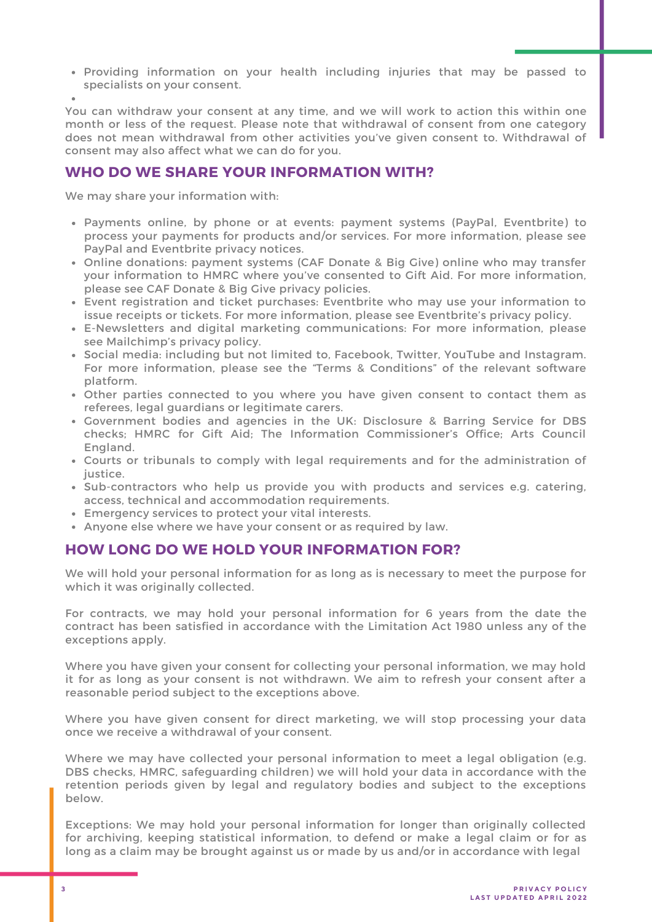- Providing information on your health including injuries that may be passed to specialists on your consent.

You can withdraw your consent at any time, and we will work to action this within one month or less of the request. Please note that withdrawal of consent from one category does not mean withdrawal from other activities you've given consent to. Withdrawal of consent may also affect what we can do for you.

## WHO DO WE SHARE YOUR INFORMATION WITH?

We may share your information with:

- Payments online, by phone or at events: payment systems (PayPal, Eventbrite) to process your payments for products and/or services. For more information, please see PayPal and Eventbrite privacy notices.
- Online donations: payment systems (CAF Donate & Big Give) online who may transfer your information to HMRC where you've consented to Gift Aid. For more information, please see CAF Donate & Big Give privacy policies.
- Event registration and ticket purchases: Eventbrite who may use your information to issue receipts or tickets. For more information, please see Eventbrite's privacy policy.
- E-Newsletters and digital marketing communications: For more information, please see Mailchimp's privacy policy.
- Social media: including but not limited to, Facebook, Twitter, YouTube and Instagram. For more information, please see the "Terms & Conditions" of the relevant software platform.
- Other parties connected to you where you have given consent to contact them as referees, legal guardians or legitimate carers.
- Government bodies and agencies in the UK: Disclosure & Barring Service for DBS checks; HMRC for Gift Aid; The Information Commissioner's Office; Arts Council England.
- Courts or tribunals to comply with legal requirements and for the administration of justice.
- Sub-contractors who help us provide you with products and services e.g. catering, access, technical and accommodation requirements.
- Emergency services to protect your vital interests.
- Anyone else where we have your consent or as required by law.

## HOW LONG DO WE HOLD YOUR INFORMATION FOR?

We will hold your personal information for as long as is necessary to meet the purpose for which it was originally collected.

For contracts, we may hold your personal information for 6 years from the date the contract has been satisfied in accordance with the Limitation Act 1980 unless any of the exceptions apply.

Where you have given your consent for collecting your personal information, we may hold it for as long as your consent is not withdrawn. We aim to refresh your consent after a reasonable period subject to the exceptions above.

Where you have given consent for direct marketing, we will stop processing your data once we receive a withdrawal of your consent.

Where we may have collected your personal information to meet a legal obligation (e.g. DBS checks, HMRC, safeguarding children) we will hold your data in accordance with the retention periods given by legal and regulatory bodies and subject to the exceptions below.

Exceptions: We may hold your personal information for longer than originally collected for archiving, keeping statistical information, to defend or make a legal claim or for as long as a claim may be brought against us or made by us and/or in accordance with legal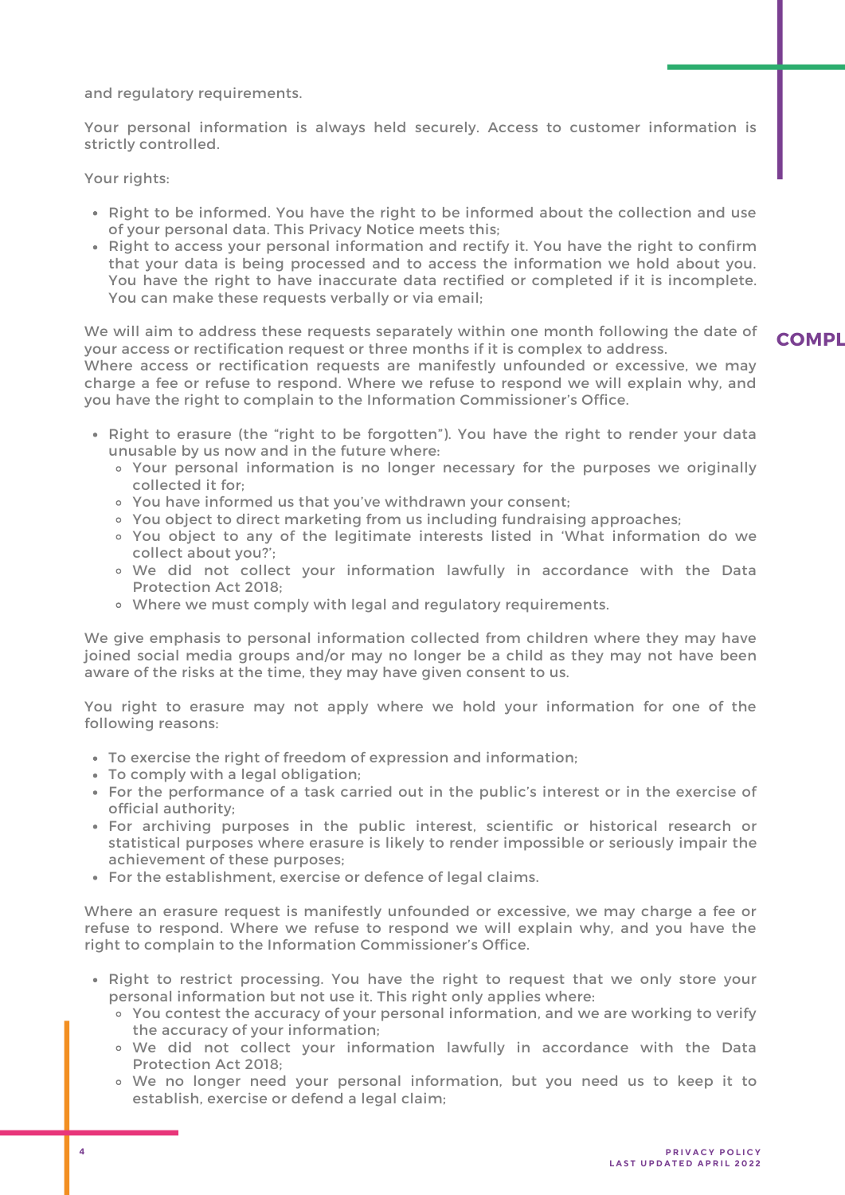and regulatory requirements.

Your personal information is always held securely. Access to customer information is strictly controlled.

Your rights:

- Right to be informed. You have the right to be informed about the collection and use of your personal data. This Privacy Notice meets this;
- Right to access your personal information and rectify it. You have the right to confirm that your data is being processed and to access the information we hold about you. You have the right to have inaccurate data rectified or completed if it is incomplete. You can make these requests verbally or via email;

We will aim to address these requests separately within one month following the date of your access or rectification request or three months if it is complex to address.
Where access or rectification requests are manifestly unfounded or excessive, we may charge a fee or refuse to respond. Where we refuse to respond we will explain why, and you have the right to complain to the Information Commissioner's Office.

- Right to erasure (the "right to be forgotten"). You have the right to render your data unusable by us now and in the future where:
  - Your personal information is no longer necessary for the purposes we originally collected it for;
  - You have informed us that you've withdrawn your consent;
  - You object to direct marketing from us including fundraising approaches;
  - You object to any of the legitimate interests listed in 'What information do we collect about you?';
  - We did not collect your information lawfully in accordance with the Data Protection Act 2018;
  - Where we must comply with legal and regulatory requirements.

We give emphasis to personal information collected from children where they may have joined social media groups and/or may no longer be a child as they may not have been aware of the risks at the time, they may have given consent to us.

You right to erasure may not apply where we hold your information for one of the following reasons:

- To exercise the right of freedom of expression and information;
- To comply with a legal obligation;
- For the performance of a task carried out in the public's interest or in the exercise of official authority;
- For archiving purposes in the public interest, scientific or historical research or statistical purposes where erasure is likely to render impossible or seriously impair the achievement of these purposes;
- For the establishment, exercise or defence of legal claims.

Where an erasure request is manifestly unfounded or excessive, we may charge a fee or refuse to respond. Where we refuse to respond we will explain why, and you have the right to complain to the Information Commissioner's Office.

- Right to restrict processing. You have the right to request that we only store your personal information but not use it. This right only applies where:
  - You contest the accuracy of your personal information, and we are working to verify the accuracy of your information;
  - We did not collect your information lawfully in accordance with the Data Protection Act 2018;
  - We no longer need your personal information, but you need us to keep it to establish, exercise or defend a legal claim;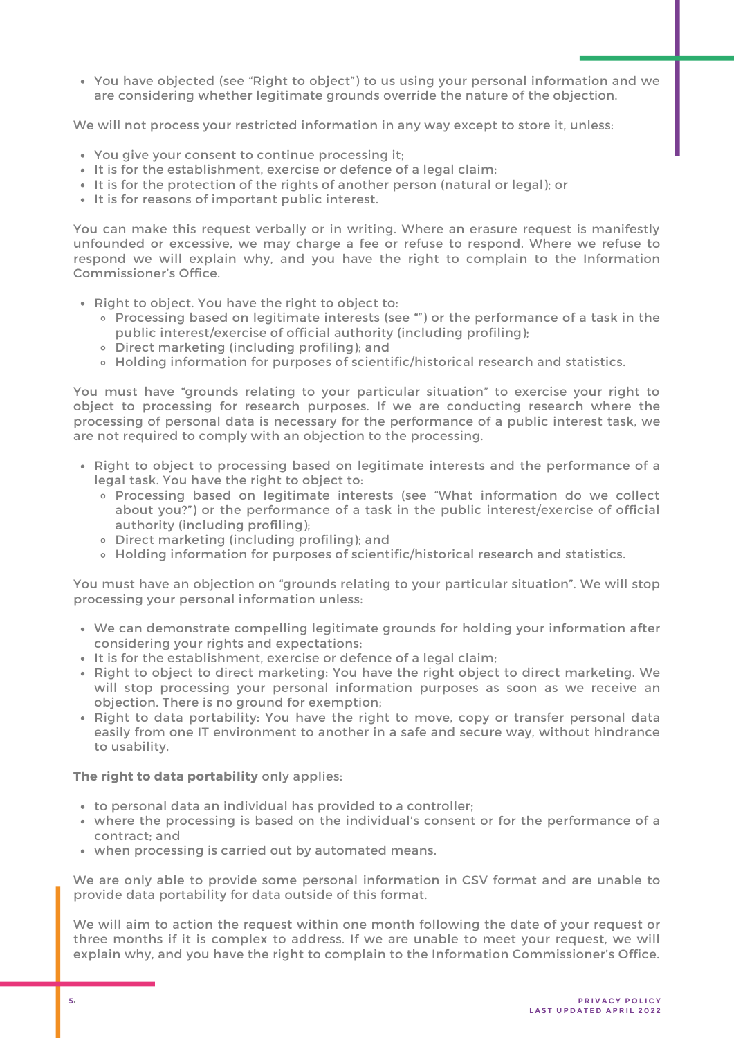- You have objected (see "Right to object") to us using your personal information and we are considering whether legitimate grounds override the nature of the objection.

We will not process your restricted information in any way except to store it, unless:

- You give your consent to continue processing it;
- It is for the establishment, exercise or defence of a legal claim;
- It is for the protection of the rights of another person (natural or legal); or
- It is for reasons of important public interest.

You can make this request verbally or in writing. Where an erasure request is manifestly unfounded or excessive, we may charge a fee or refuse to respond. Where we refuse to respond we will explain why, and you have the right to complain to the Information Commissioner's Office.

- Right to object. You have the right to object to:
  - Processing based on legitimate interests (see "") or the performance of a task in the public interest/exercise of official authority (including profiling);
  - Direct marketing (including profiling); and
  - Holding information for purposes of scientific/historical research and statistics.

You must have "grounds relating to your particular situation" to exercise your right to object to processing for research purposes. If we are conducting research where the processing of personal data is necessary for the performance of a public interest task, we are not required to comply with an objection to the processing.

- Right to object to processing based on legitimate interests and the performance of a legal task. You have the right to object to:
  - Processing based on legitimate interests (see "What information do we collect about you?") or the performance of a task in the public interest/exercise of official authority (including profiling);
  - Direct marketing (including profiling); and
  - Holding information for purposes of scientific/historical research and statistics.

You must have an objection on "grounds relating to your particular situation". We will stop processing your personal information unless:

- We can demonstrate compelling legitimate grounds for holding your information after considering your rights and expectations;
- It is for the establishment, exercise or defence of a legal claim;
- Right to object to direct marketing: You have the right object to direct marketing. We will stop processing your personal information purposes as soon as we receive an objection. There is no ground for exemption;
- Right to data portability: You have the right to move, copy or transfer personal data easily from one IT environment to another in a safe and secure way, without hindrance to usability.

**The right to data portability** only applies:

- to personal data an individual has provided to a controller;
- where the processing is based on the individual's consent or for the performance of a contract; and
- when processing is carried out by automated means.

We are only able to provide some personal information in CSV format and are unable to provide data portability for data outside of this format.

We will aim to action the request within one month following the date of your request or three months if it is complex to address. If we are unable to meet your request, we will explain why, and you have the right to complain to the Information Commissioner's Office.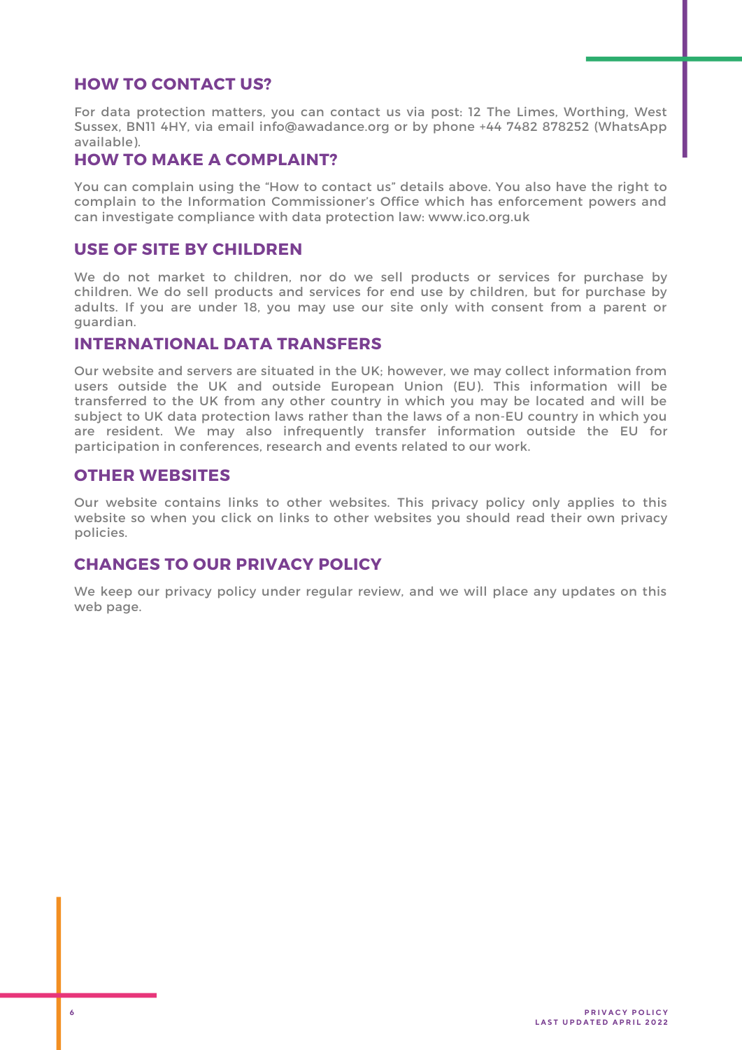## HOW TO CONTACT US?

For data protection matters, you can contact us via post: 12 The Limes, Worthing, West Sussex, BN11 4HY, via email info@awadance.org or by phone +44 7482 878252 (WhatsApp available).

## HOW TO MAKE A COMPLAINT?

You can complain using the "How to contact us" details above. You also have the right to complain to the Information Commissioner's Office which has enforcement powers and can investigate compliance with data protection law: www.ico.org.uk

## USE OF SITE BY CHILDREN

We do not market to children, nor do we sell products or services for purchase by children. We do sell products and services for end use by children, but for purchase by adults. If you are under 18, you may use our site only with consent from a parent or guardian.

## INTERNATIONAL DATA TRANSFERS

Our website and servers are situated in the UK; however, we may collect information from users outside the UK and outside European Union (EU). This information will be transferred to the UK from any other country in which you may be located and will be subject to UK data protection laws rather than the laws of a non-EU country in which you are resident. We may also infrequently transfer information outside the EU for participation in conferences, research and events related to our work.

## OTHER WEBSITES

Our website contains links to other websites. This privacy policy only applies to this website so when you click on links to other websites you should read their own privacy policies.

## CHANGES TO OUR PRIVACY POLICY

We keep our privacy policy under regular review, and we will place any updates on this web page.